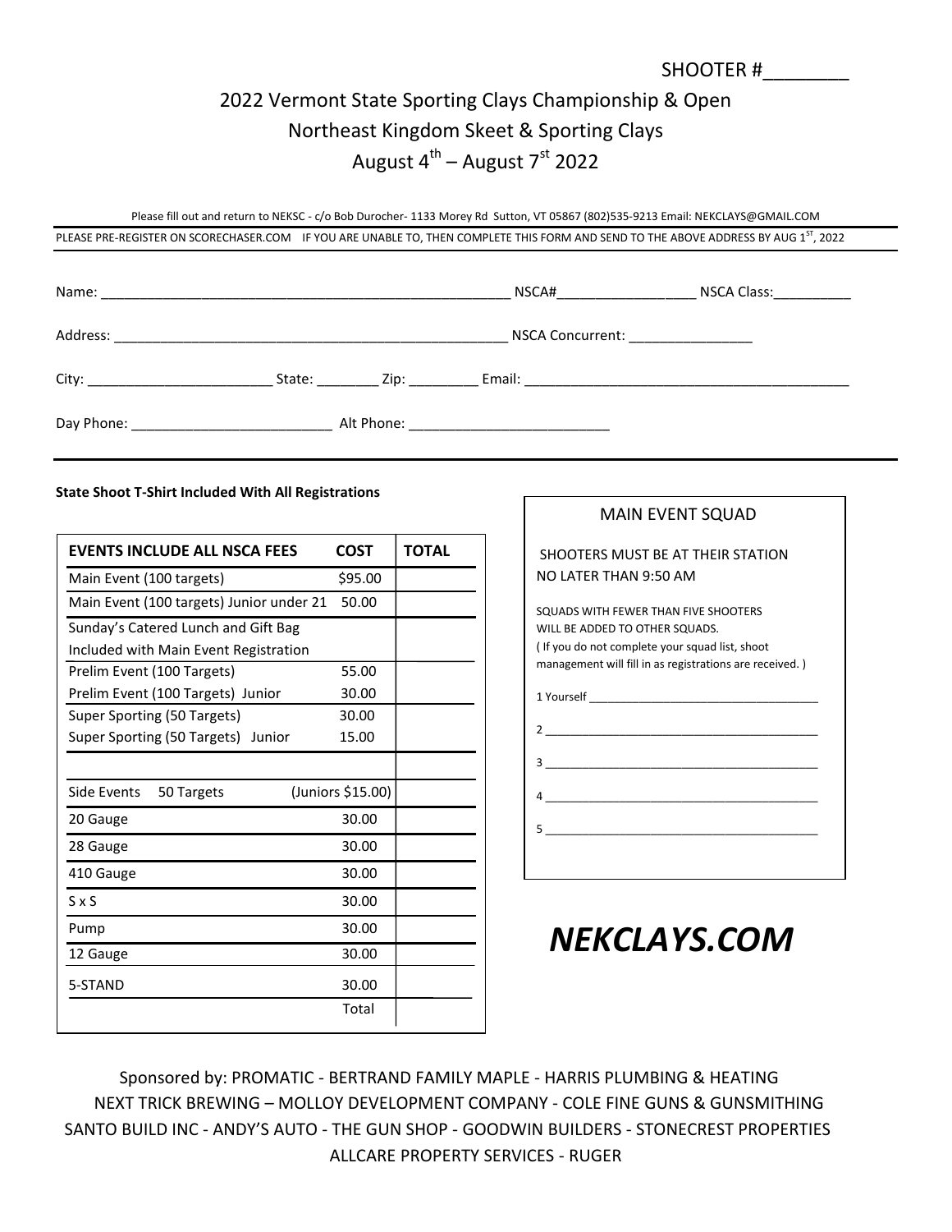SHOOTER #________

# 2022 Vermont State Sporting Clays Championship & Open

## Northeast Kingdom Skeet & Sporting Clays

## August 4th – August 7st 2022

Please fill out and return to NEKSC - c/o Bob Durocher- 1133 Morey Rd Sutton, VT 05867 (802)535-9213 Email: NEKCLAYS@GMAIL.COM

PLEASE PRE-REGISTER ON SCORECHASER.COM IF YOU ARE UNABLE TO, THEN COMPLETE THIS FORM AND SEND TO THE ABOVE ADDRESS BY AUG 1ST, 2022

Name: ______________________________________________________ NSCA#__________________ NSCA Class:__________

Address: _____________________________________________________ NSCA Concurrent: ________________

City: ________________________ State: ________ Zip: _________ Email: __________________________________________

Day Phone: __________________________ Alt Phone: __________________________

**State Shoot T-Shirt Included With All Registrations**

| EVENTS INCLUDE ALL NSCA FEES | COST | TOTAL |
|---|---|---|
| Main Event (100 targets) | $95.00 | |
| Main Event (100 targets) Junior under 21 | 50.00 | |
| Sunday's Catered Lunch and Gift Bag Included with Main Event Registration | | |
| Prelim Event (100 Targets) | 55.00 | |
| Prelim Event (100 Targets) Junior | 30.00 | |
| Super Sporting (50 Targets) | 30.00 | |
| Super Sporting (50 Targets) Junior | 15.00 | |
| | | |
| Side Events 50 Targets | (Juniors $15.00) | |
| 20 Gauge | 30.00 | |
| 28 Gauge | 30.00 | |
| 410 Gauge | 30.00 | |
| S x S | 30.00 | |
| Pump | 30.00 | |
| 12 Gauge | 30.00 | |
| 5-STAND | 30.00 | |
| | Total | |

**MAIN EVENT SQUAD**

SHOOTERS MUST BE AT THEIR STATION NO LATER THAN 9:50 AM

SQUADS WITH FEWER THAN FIVE SHOOTERS WILL BE ADDED TO OTHER SQUADS.
( If you do not complete your squad list, shoot management will fill in as registrations are received. )

1 Yourself ___________________________________

2 ___________________________________________

3 ___________________________________________

4 ___________________________________________

5 ___________________________________________

***NEKCLAYS.COM***

Sponsored by: PROMATIC - BERTRAND FAMILY MAPLE - HARRIS PLUMBING & HEATING
NEXT TRICK BREWING – MOLLOY DEVELOPMENT COMPANY - COLE FINE GUNS & GUNSMITHING
SANTO BUILD INC - ANDY'S AUTO - THE GUN SHOP - GOODWIN BUILDERS - STONECREST PROPERTIES
ALLCARE PROPERTY SERVICES - RUGER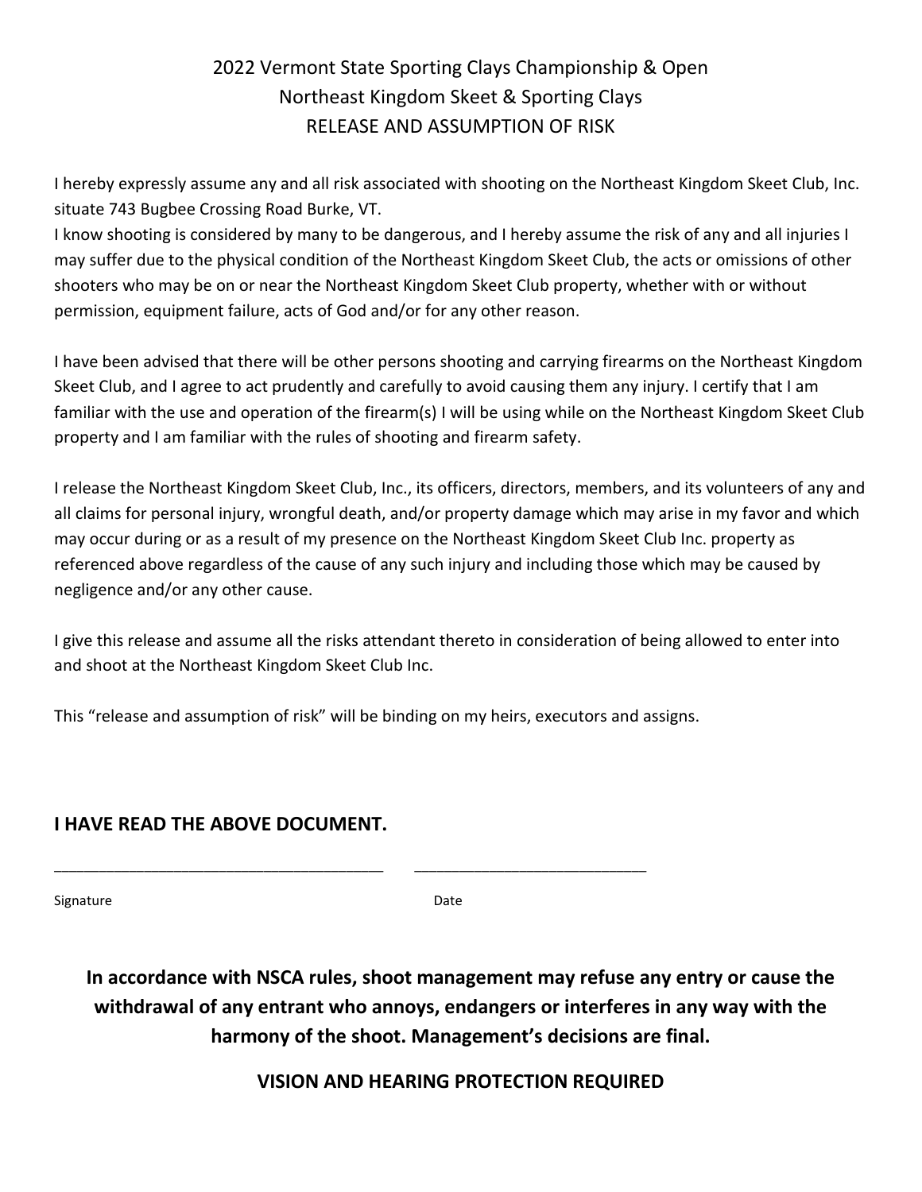# 2022 Vermont State Sporting Clays Championship & Open
## Northeast Kingdom Skeet & Sporting Clays
## RELEASE AND ASSUMPTION OF RISK

I hereby expressly assume any and all risk associated with shooting on the Northeast Kingdom Skeet Club, Inc. situate 743 Bugbee Crossing Road Burke, VT.
I know shooting is considered by many to be dangerous, and I hereby assume the risk of any and all injuries I may suffer due to the physical condition of the Northeast Kingdom Skeet Club, the acts or omissions of other shooters who may be on or near the Northeast Kingdom Skeet Club property, whether with or without permission, equipment failure, acts of God and/or for any other reason.

I have been advised that there will be other persons shooting and carrying firearms on the Northeast Kingdom Skeet Club, and I agree to act prudently and carefully to avoid causing them any injury. I certify that I am familiar with the use and operation of the firearm(s) I will be using while on the Northeast Kingdom Skeet Club property and I am familiar with the rules of shooting and firearm safety.

I release the Northeast Kingdom Skeet Club, Inc., its officers, directors, members, and its volunteers of any and all claims for personal injury, wrongful death, and/or property damage which may arise in my favor and which may occur during or as a result of my presence on the Northeast Kingdom Skeet Club Inc. property as referenced above regardless of the cause of any such injury and including those which may be caused by negligence and/or any other cause.

I give this release and assume all the risks attendant thereto in consideration of being allowed to enter into and shoot at the Northeast Kingdom Skeet Club Inc.

This "release and assumption of risk" will be binding on my heirs, executors and assigns.

**I HAVE READ THE ABOVE DOCUMENT.**

_______________________________________ ___________________________

Signature Date

**In accordance with NSCA rules, shoot management may refuse any entry or cause the withdrawal of any entrant who annoys, endangers or interferes in any way with the harmony of the shoot. Management's decisions are final.**

**VISION AND HEARING PROTECTION REQUIRED**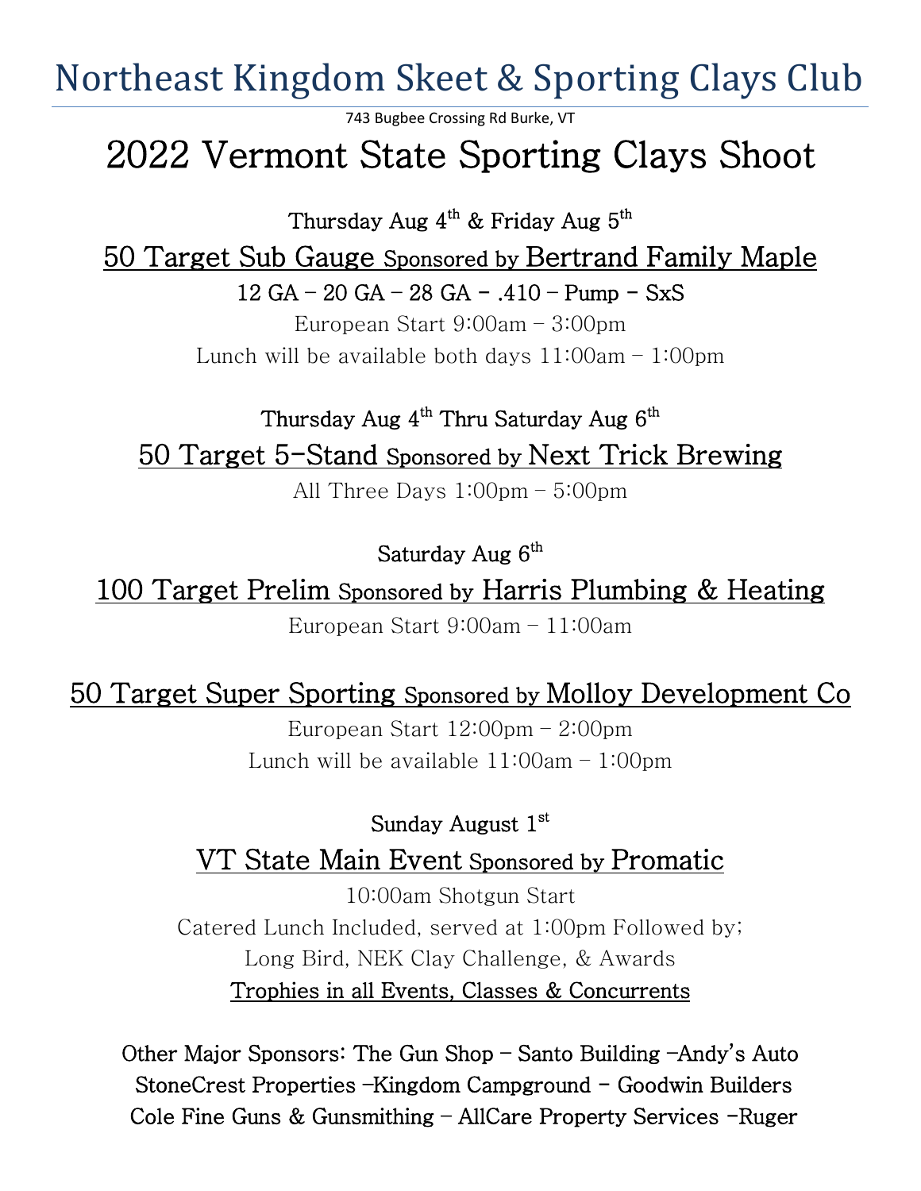# Northeast Kingdom Skeet & Sporting Clays Club

743 Bugbee Crossing Rd Burke, VT

# 2022 Vermont State Sporting Clays Shoot

**Thursday Aug 4th & Friday Aug 5th**

## 50 Target Sub Gauge Sponsored by Bertrand Family Maple

**12 GA – 20 GA – 28 GA - .410 – Pump - SxS**

European Start 9:00am – 3:00pm

Lunch will be available both days 11:00am – 1:00pm

**Thursday Aug 4th Thru Saturday Aug 6th**

## 50 Target 5-Stand Sponsored by Next Trick Brewing

All Three Days 1:00pm – 5:00pm

**Saturday Aug 6th**

## 100 Target Prelim Sponsored by Harris Plumbing & Heating

European Start 9:00am – 11:00am

## 50 Target Super Sporting Sponsored by Molloy Development Co

European Start 12:00pm – 2:00pm

Lunch will be available 11:00am – 1:00pm

**Sunday August 1st**

## VT State Main Event Sponsored by Promatic

10:00am Shotgun Start

Catered Lunch Included, served at 1:00pm Followed by;

Long Bird, NEK Clay Challenge, & Awards

Trophies in all Events, Classes & Concurrents

**Other Major Sponsors: The Gun Shop – Santo Building –Andy's Auto**
**StoneCrest Properties –Kingdom Campground – Goodwin Builders**
**Cole Fine Guns & Gunsmithing – AllCare Property Services –Ruger**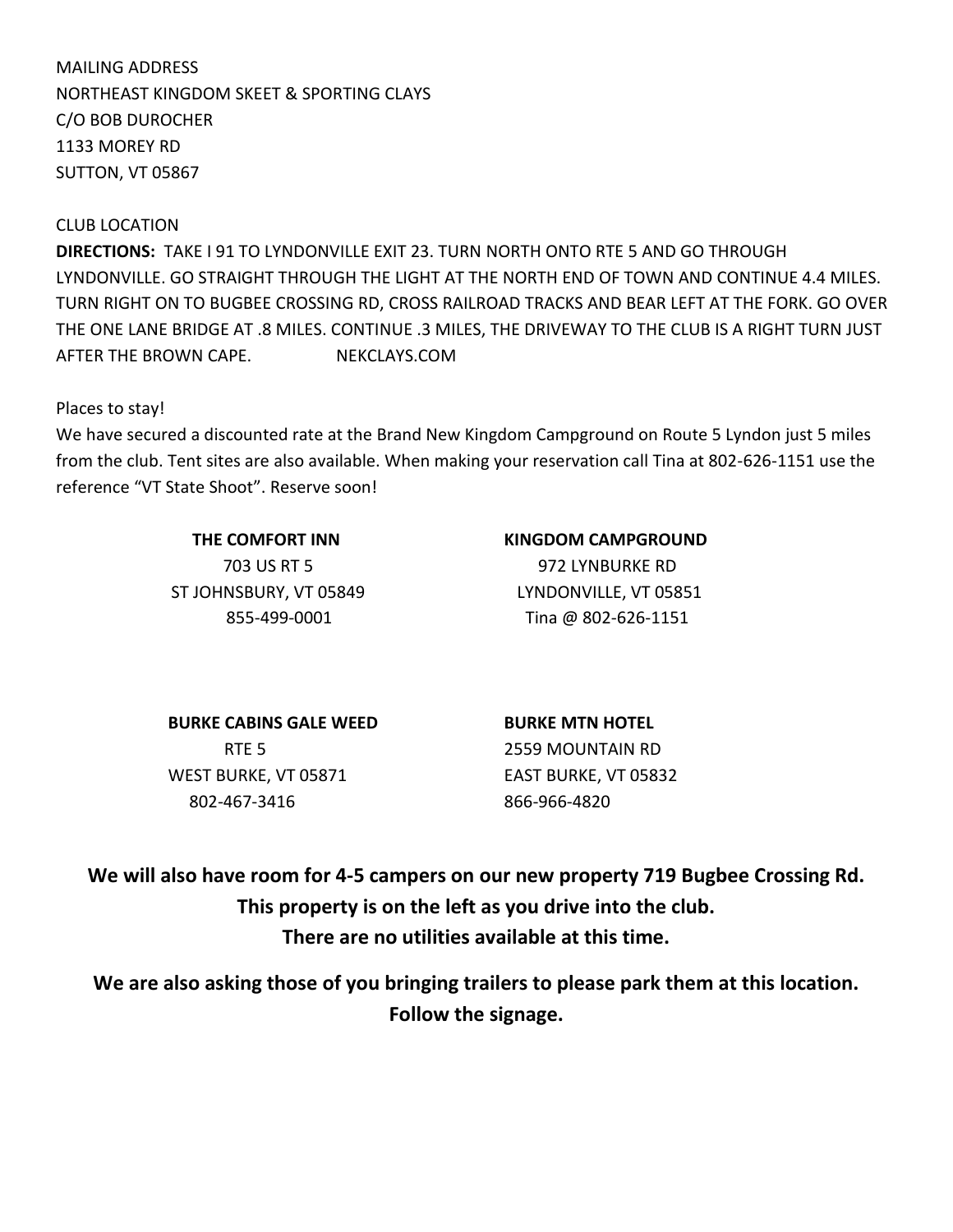MAILING ADDRESS
NORTHEAST KINGDOM SKEET & SPORTING CLAYS
C/O BOB DUROCHER
1133 MOREY RD
SUTTON, VT 05867

CLUB LOCATION

**DIRECTIONS:** TAKE I 91 TO LYNDONVILLE EXIT 23. TURN NORTH ONTO RTE 5 AND GO THROUGH LYNDONVILLE. GO STRAIGHT THROUGH THE LIGHT AT THE NORTH END OF TOWN AND CONTINUE 4.4 MILES. TURN RIGHT ON TO BUGBEE CROSSING RD, CROSS RAILROAD TRACKS AND BEAR LEFT AT THE FORK. GO OVER THE ONE LANE BRIDGE AT .8 MILES. CONTINUE .3 MILES, THE DRIVEWAY TO THE CLUB IS A RIGHT TURN JUST AFTER THE BROWN CAPE. NEKCLAYS.COM

Places to stay!

We have secured a discounted rate at the Brand New Kingdom Campground on Route 5 Lyndon just 5 miles from the club. Tent sites are also available. When making your reservation call Tina at 802-626-1151 use the reference "VT State Shoot". Reserve soon!

**THE COMFORT INN**
703 US RT 5
ST JOHNSBURY, VT 05849
855-499-0001

**KINGDOM CAMPGROUND**
972 LYNBURKE RD
LYNDONVILLE, VT 05851
Tina @ 802-626-1151

**BURKE CABINS GALE WEED**
RTE 5
WEST BURKE, VT 05871
802-467-3416

**BURKE MTN HOTEL**
2559 MOUNTAIN RD
EAST BURKE, VT 05832
866-966-4820

**We will also have room for 4-5 campers on our new property 719 Bugbee Crossing Rd. This property is on the left as you drive into the club. There are no utilities available at this time.**

**We are also asking those of you bringing trailers to please park them at this location. Follow the signage.**